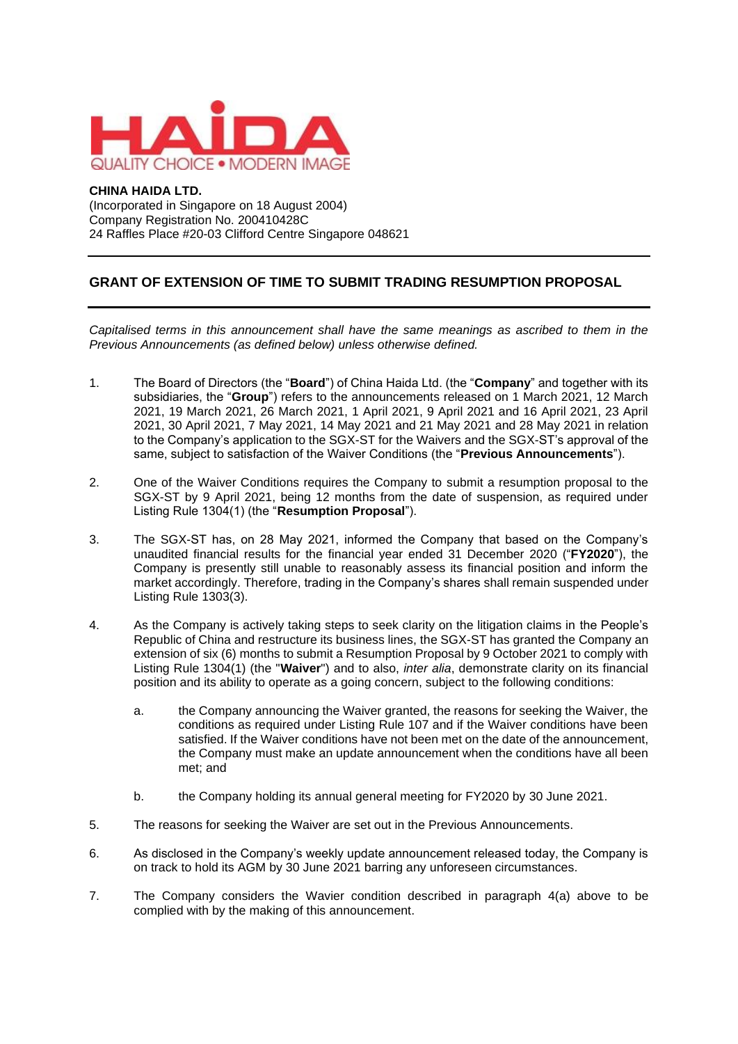HAIDA
QUALITY CHOICE • MODERN IMAGE

**CHINA HAIDA LTD.**
(Incorporated in Singapore on 18 August 2004)
Company Registration No. 200410428C
24 Raffles Place #20-03 Clifford Centre Singapore 048621

---

## GRANT OF EXTENSION OF TIME TO SUBMIT TRADING RESUMPTION PROPOSAL

---

*Capitalised terms in this announcement shall have the same meanings as ascribed to them in the Previous Announcements (as defined below) unless otherwise defined.*

1. The Board of Directors (the "**Board**") of China Haida Ltd. (the "**Company**" and together with its subsidiaries, the "**Group**") refers to the announcements released on 1 March 2021, 12 March 2021, 19 March 2021, 26 March 2021, 1 April 2021, 9 April 2021 and 16 April 2021, 23 April 2021, 30 April 2021, 7 May 2021, 14 May 2021 and 21 May 2021 and 28 May 2021 in relation to the Company's application to the SGX-ST for the Waivers and the SGX-ST's approval of the same, subject to satisfaction of the Waiver Conditions (the "**Previous Announcements**").

2. One of the Waiver Conditions requires the Company to submit a resumption proposal to the SGX-ST by 9 April 2021, being 12 months from the date of suspension, as required under Listing Rule 1304(1) (the "**Resumption Proposal**").

3. The SGX-ST has, on 28 May 2021, informed the Company that based on the Company's unaudited financial results for the financial year ended 31 December 2020 ("**FY2020**"), the Company is presently still unable to reasonably assess its financial position and inform the market accordingly. Therefore, trading in the Company's shares shall remain suspended under Listing Rule 1303(3).

4. As the Company is actively taking steps to seek clarity on the litigation claims in the People's Republic of China and restructure its business lines, the SGX-ST has granted the Company an extension of six (6) months to submit a Resumption Proposal by 9 October 2021 to comply with Listing Rule 1304(1) (the "**Waiver**") and to also, *inter alia*, demonstrate clarity on its financial position and its ability to operate as a going concern, subject to the following conditions:

   a. the Company announcing the Waiver granted, the reasons for seeking the Waiver, the conditions as required under Listing Rule 107 and if the Waiver conditions have been satisfied. If the Waiver conditions have not been met on the date of the announcement, the Company must make an update announcement when the conditions have all been met; and

   b. the Company holding its annual general meeting for FY2020 by 30 June 2021.

5. The reasons for seeking the Waiver are set out in the Previous Announcements.

6. As disclosed in the Company's weekly update announcement released today, the Company is on track to hold its AGM by 30 June 2021 barring any unforeseen circumstances.

7. The Company considers the Wavier condition described in paragraph 4(a) above to be complied with by the making of this announcement.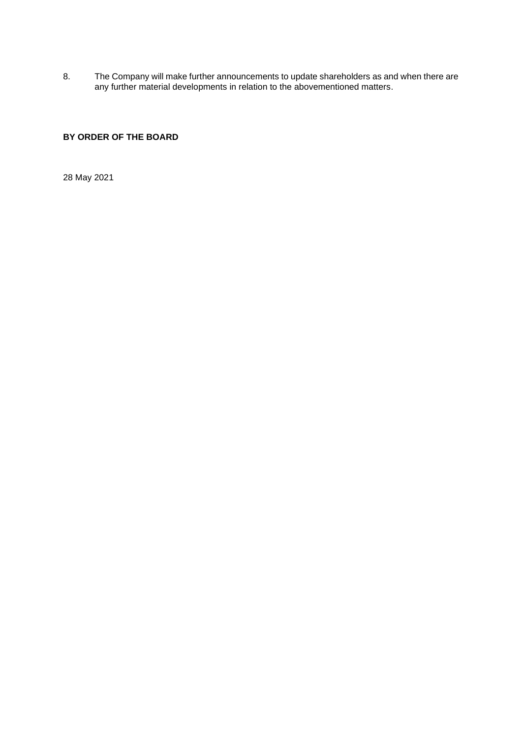8. The Company will make further announcements to update shareholders as and when there are any further material developments in relation to the abovementioned matters.

**BY ORDER OF THE BOARD**

28 May 2021